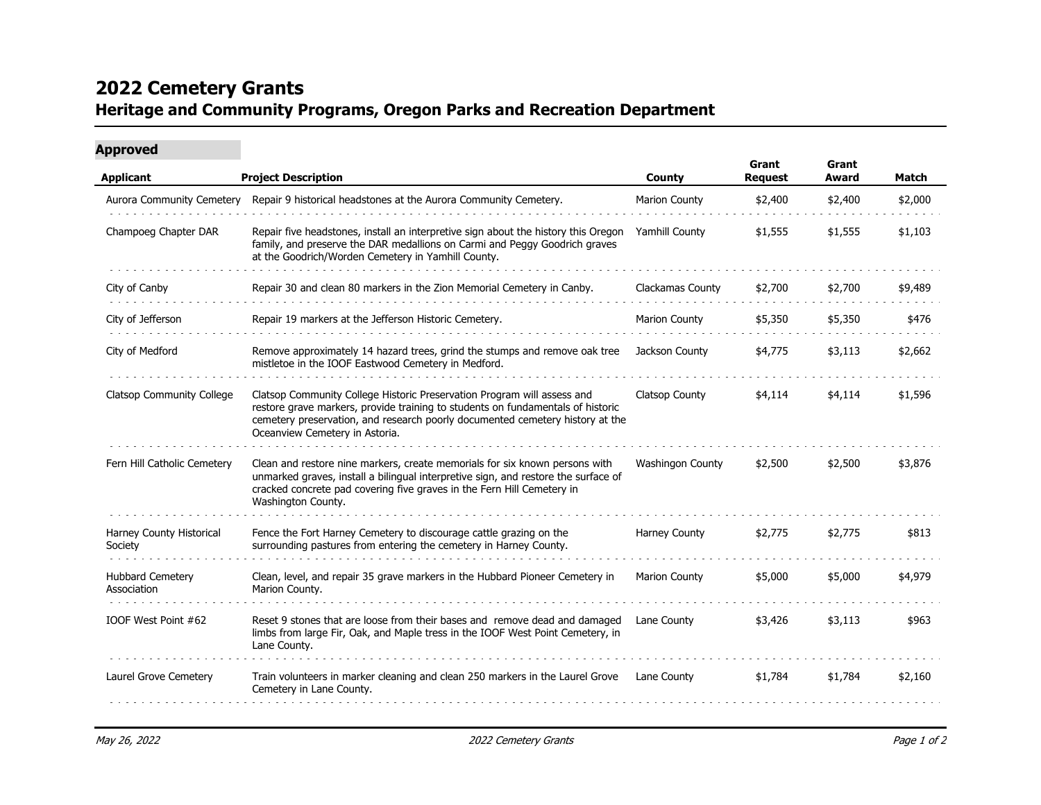# 2022 Cemetery Grants

## Heritage and Community Programs, Oregon Parks and Recreation Department

### Approved

| Applicant | Project Description | County | Grant Request | Grant Award | Match |
|---|---|---|---|---|---|
| Aurora Community Cemetery | Repair 9 historical headstones at the Aurora Community Cemetery. | Marion County | $2,400 | $2,400 | $2,000 |
| Champoeg Chapter DAR | Repair five headstones, install an interpretive sign about the history this Oregon family, and preserve the DAR medallions on Carmi and Peggy Goodrich graves at the Goodrich/Worden Cemetery in Yamhill County. | Yamhill County | $1,555 | $1,555 | $1,103 |
| City of Canby | Repair 30 and clean 80 markers in the Zion Memorial Cemetery in Canby. | Clackamas County | $2,700 | $2,700 | $9,489 |
| City of Jefferson | Repair 19 markers at the Jefferson Historic Cemetery. | Marion County | $5,350 | $5,350 | $476 |
| City of Medford | Remove approximately 14 hazard trees, grind the stumps and remove oak tree mistletoe in the IOOF Eastwood Cemetery in Medford. | Jackson County | $4,775 | $3,113 | $2,662 |
| Clatsop Community College | Clatsop Community College Historic Preservation Program will assess and restore grave markers, provide training to students on fundamentals of historic cemetery preservation, and research poorly documented cemetery history at the Oceanview Cemetery in Astoria. | Clatsop County | $4,114 | $4,114 | $1,596 |
| Fern Hill Catholic Cemetery | Clean and restore nine markers, create memorials for six known persons with unmarked graves, install a bilingual interpretive sign, and restore the surface of cracked concrete pad covering five graves in the Fern Hill Cemetery in Washington County. | Washingon County | $2,500 | $2,500 | $3,876 |
| Harney County Historical Society | Fence the Fort Harney Cemetery to discourage cattle grazing on the surrounding pastures from entering the cemetery in Harney County. | Harney County | $2,775 | $2,775 | $813 |
| Hubbard Cemetery Association | Clean, level, and repair 35 grave markers in the Hubbard Pioneer Cemetery in Marion County. | Marion County | $5,000 | $5,000 | $4,979 |
| IOOF West Point #62 | Reset 9 stones that are loose from their bases and remove dead and damaged limbs from large Fir, Oak, and Maple tress in the IOOF West Point Cemetery, in Lane County. | Lane County | $3,426 | $3,113 | $963 |
| Laurel Grove Cemetery | Train volunteers in marker cleaning and clean 250 markers in the Laurel Grove Cemetery in Lane County. | Lane County | $1,784 | $1,784 | $2,160 |

*May 26, 2022*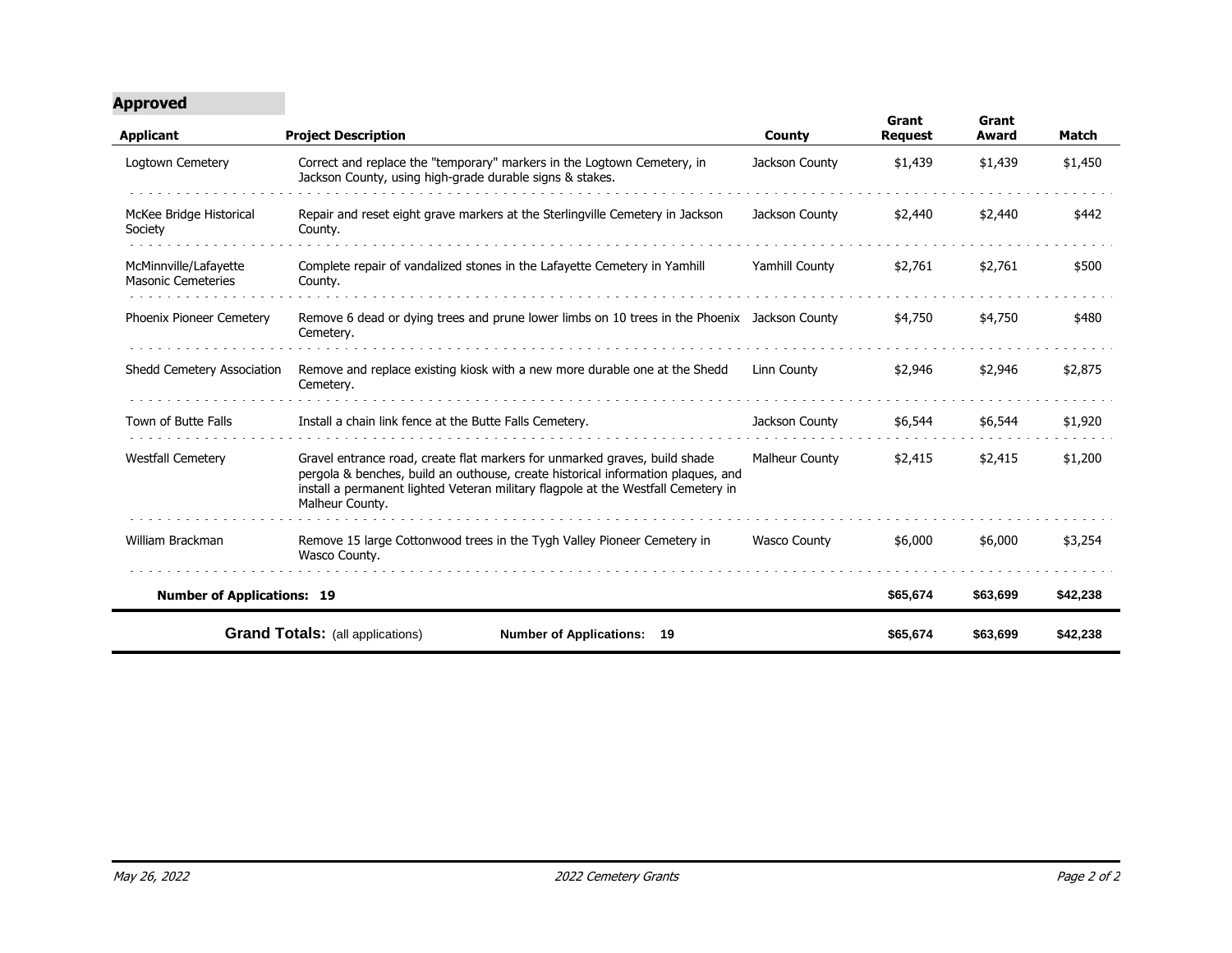## Approved

| Applicant | Project Description | County | Grant Request | Grant Award | Match |
|---|---|---|---|---|---|
| Logtown Cemetery | Correct and replace the "temporary" markers in the Logtown Cemetery, in Jackson County, using high-grade durable signs & stakes. | Jackson County | $1,439 | $1,439 | $1,450 |
| McKee Bridge Historical Society | Repair and reset eight grave markers at the Sterlingville Cemetery in Jackson County. | Jackson County | $2,440 | $2,440 | $442 |
| McMinnville/Lafayette Masonic Cemeteries | Complete repair of vandalized stones in the Lafayette Cemetery in Yamhill County. | Yamhill County | $2,761 | $2,761 | $500 |
| Phoenix Pioneer Cemetery | Remove 6 dead or dying trees and prune lower limbs on 10 trees in the Phoenix Cemetery. | Jackson County | $4,750 | $4,750 | $480 |
| Shedd Cemetery Association | Remove and replace existing kiosk with a new more durable one at the Shedd Cemetery. | Linn County | $2,946 | $2,946 | $2,875 |
| Town of Butte Falls | Install a chain link fence at the Butte Falls Cemetery. | Jackson County | $6,544 | $6,544 | $1,920 |
| Westfall Cemetery | Gravel entrance road, create flat markers for unmarked graves, build shade pergola & benches, build an outhouse, create historical information plaques, and install a permanent lighted Veteran military flagpole at the Westfall Cemetery in Malheur County. | Malheur County | $2,415 | $2,415 | $1,200 |
| William Brackman | Remove 15 large Cottonwood trees in the Tygh Valley Pioneer Cemetery in Wasco County. | Wasco County | $6,000 | $6,000 | $3,254 |
| **Number of Applications: 19** | | | **$65,674** | **$63,699** | **$42,238** |
| **Grand Totals:** (all applications) | **Number of Applications: 19** | | **$65,674** | **$63,699** | **$42,238** |